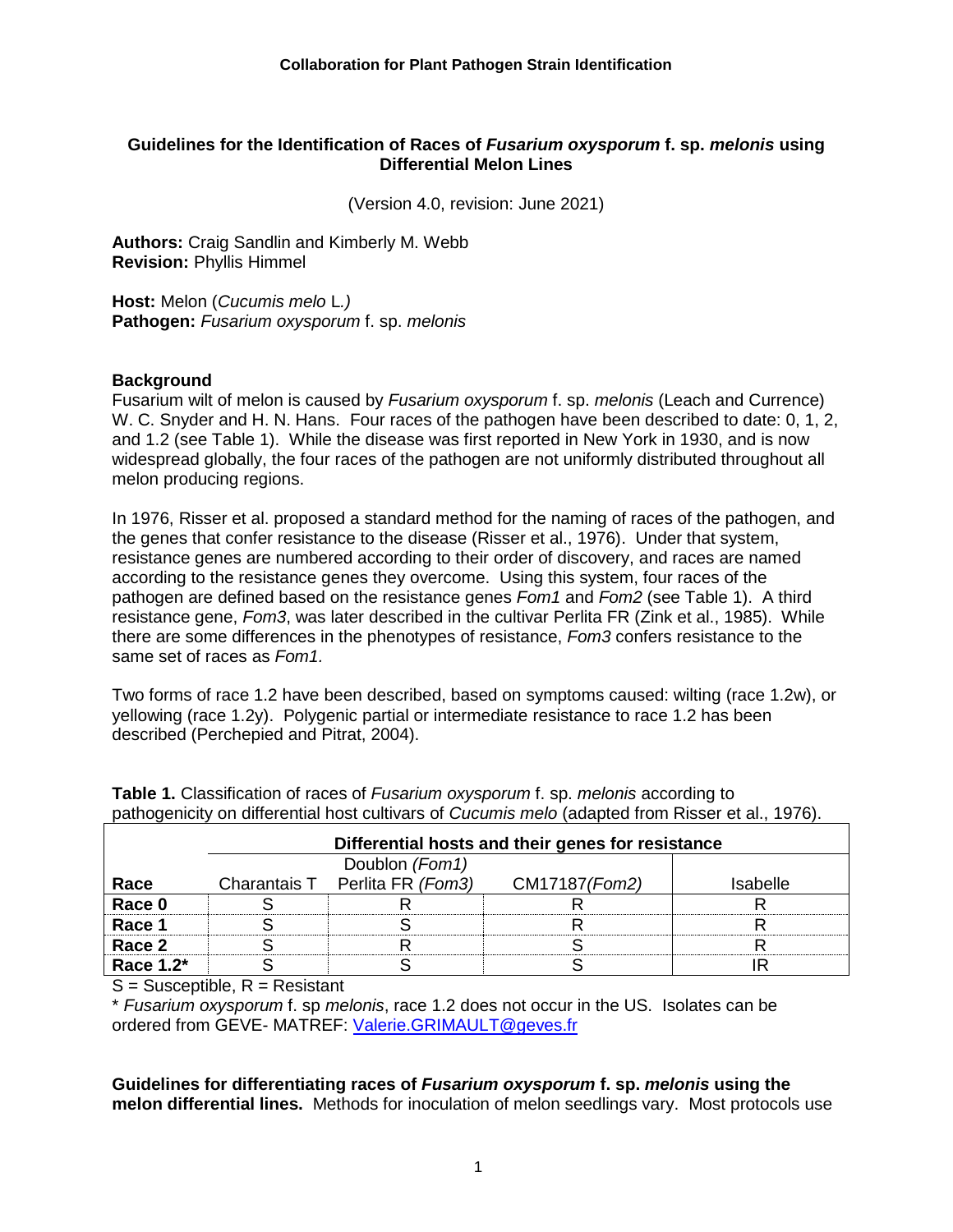**Collaboration for Plant Pathogen Strain Identification**

## Guidelines for the Identification of Races of *Fusarium oxysporum* f. sp. *melonis* using Differential Melon Lines

(Version 4.0, revision: June 2021)

**Authors:** Craig Sandlin and Kimberly M. Webb
**Revision:** Phyllis Himmel

**Host:** Melon (*Cucumis melo* L*.)*
**Pathogen:** *Fusarium oxysporum* f. sp. *melonis*

### Background

Fusarium wilt of melon is caused by *Fusarium oxysporum* f. sp. *melonis* (Leach and Currence) W. C. Snyder and H. N. Hans. Four races of the pathogen have been described to date: 0, 1, 2, and 1.2 (see Table 1). While the disease was first reported in New York in 1930, and is now widespread globally, the four races of the pathogen are not uniformly distributed throughout all melon producing regions.

In 1976, Risser et al. proposed a standard method for the naming of races of the pathogen, and the genes that confer resistance to the disease (Risser et al., 1976). Under that system, resistance genes are numbered according to their order of discovery, and races are named according to the resistance genes they overcome. Using this system, four races of the pathogen are defined based on the resistance genes *Fom1* and *Fom2* (see Table 1). A third resistance gene, *Fom3*, was later described in the cultivar Perlita FR (Zink et al., 1985). While there are some differences in the phenotypes of resistance, *Fom3* confers resistance to the same set of races as *Fom1.*

Two forms of race 1.2 have been described, based on symptoms caused: wilting (race 1.2w), or yellowing (race 1.2y). Polygenic partial or intermediate resistance to race 1.2 has been described (Perchepied and Pitrat, 2004).

**Table 1.** Classification of races of *Fusarium oxysporum* f. sp. *melonis* according to pathogenicity on differential host cultivars of *Cucumis melo* (adapted from Risser et al., 1976).

| | Differential hosts and their genes for resistance | | | |
|---|---|---|---|---|
| **Race** | Charantais T | Doublon *(Fom1)* Perlita FR *(Fom3)* | CM17187*(Fom2)* | Isabelle |
| **Race 0** | S | R | R | R |
| **Race 1** | S | S | R | R |
| **Race 2** | S | R | S | R |
| **Race 1.2*** | S | S | S | IR |

S = Susceptible, R = Resistant

* *Fusarium oxysporum* f. sp *melonis*, race 1.2 does not occur in the US. Isolates can be ordered from GEVE- MATREF: Valerie.GRIMAULT@geves.fr

**Guidelines for differentiating races of *Fusarium oxysporum* f. sp. *melonis* using the melon differential lines.** Methods for inoculation of melon seedlings vary. Most protocols use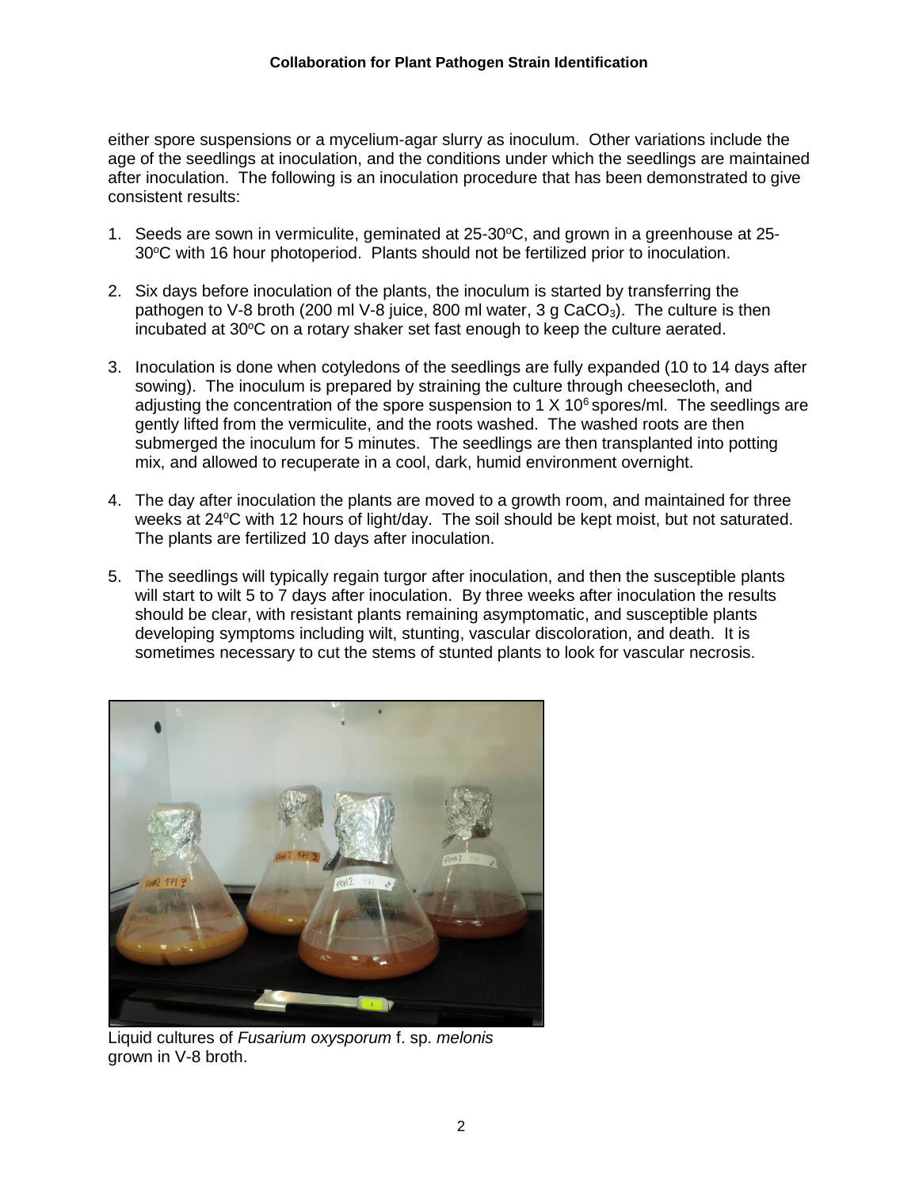either spore suspensions or a mycelium-agar slurry as inoculum. Other variations include the age of the seedlings at inoculation, and the conditions under which the seedlings are maintained after inoculation. The following is an inoculation procedure that has been demonstrated to give consistent results:

1. Seeds are sown in vermiculite, geminated at 25-30$^{o}$C, and grown in a greenhouse at 25-30$^{o}$C with 16 hour photoperiod. Plants should not be fertilized prior to inoculation.

2. Six days before inoculation of the plants, the inoculum is started by transferring the pathogen to V-8 broth (200 ml V-8 juice, 800 ml water, 3 g $CaCO_3$). The culture is then incubated at 30$^{o}$C on a rotary shaker set fast enough to keep the culture aerated.

3. Inoculation is done when cotyledons of the seedlings are fully expanded (10 to 14 days after sowing). The inoculum is prepared by straining the culture through cheesecloth, and adjusting the concentration of the spore suspension to 1 X $10^6$ spores/ml. The seedlings are gently lifted from the vermiculite, and the roots washed. The washed roots are then submerged the inoculum for 5 minutes. The seedlings are then transplanted into potting mix, and allowed to recuperate in a cool, dark, humid environment overnight.

4. The day after inoculation the plants are moved to a growth room, and maintained for three weeks at 24$^{o}$C with 12 hours of light/day. The soil should be kept moist, but not saturated. The plants are fertilized 10 days after inoculation.

5. The seedlings will typically regain turgor after inoculation, and then the susceptible plants will start to wilt 5 to 7 days after inoculation. By three weeks after inoculation the results should be clear, with resistant plants remaining asymptomatic, and susceptible plants developing symptoms including wilt, stunting, vascular discoloration, and death. It is sometimes necessary to cut the stems of stunted plants to look for vascular necrosis.

Liquid cultures of *Fusarium oxysporum* f. sp. *melonis* grown in V-8 broth.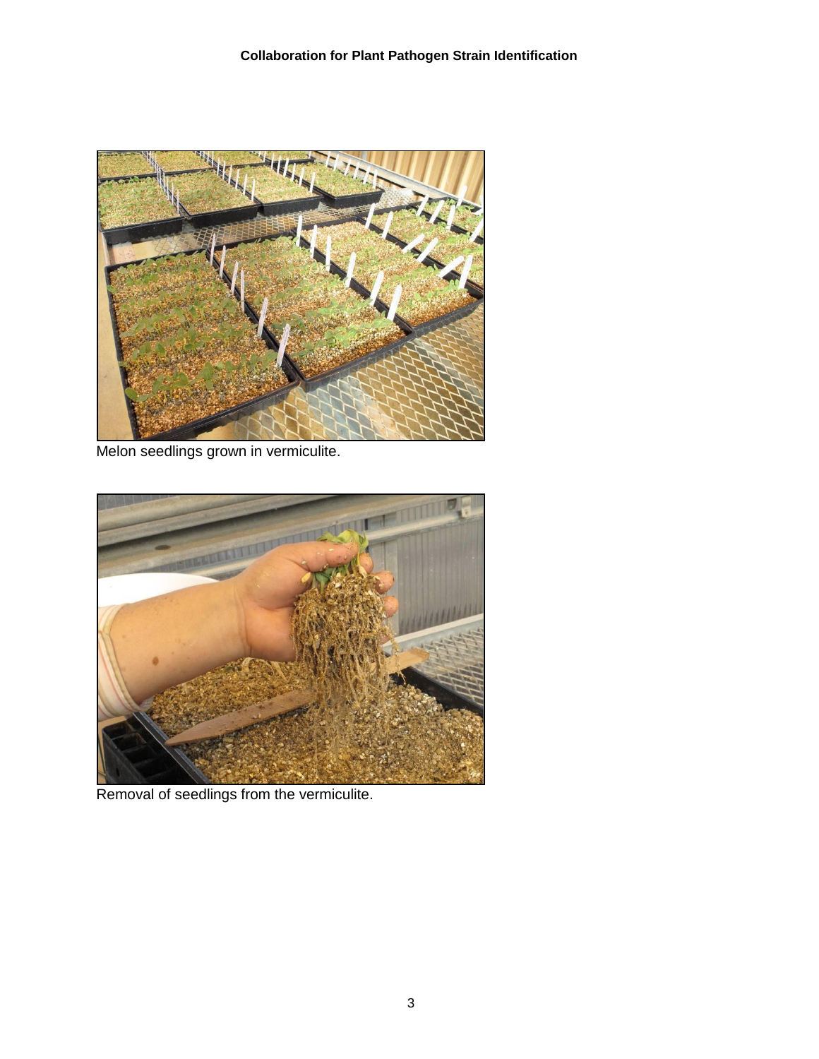Melon seedlings grown in vermiculite.

Removal of seedlings from the vermiculite.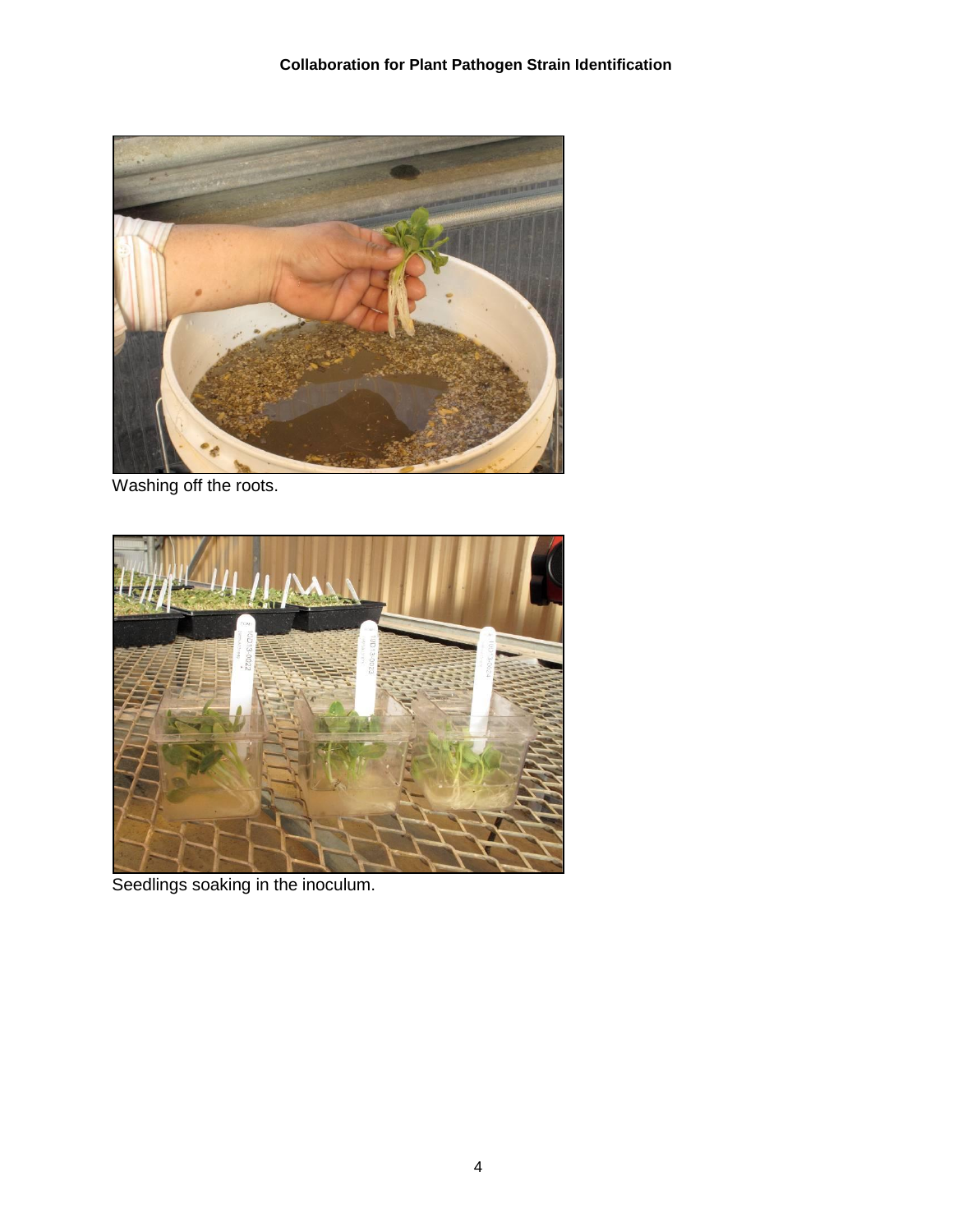Washing off the roots.

Seedlings soaking in the inoculum.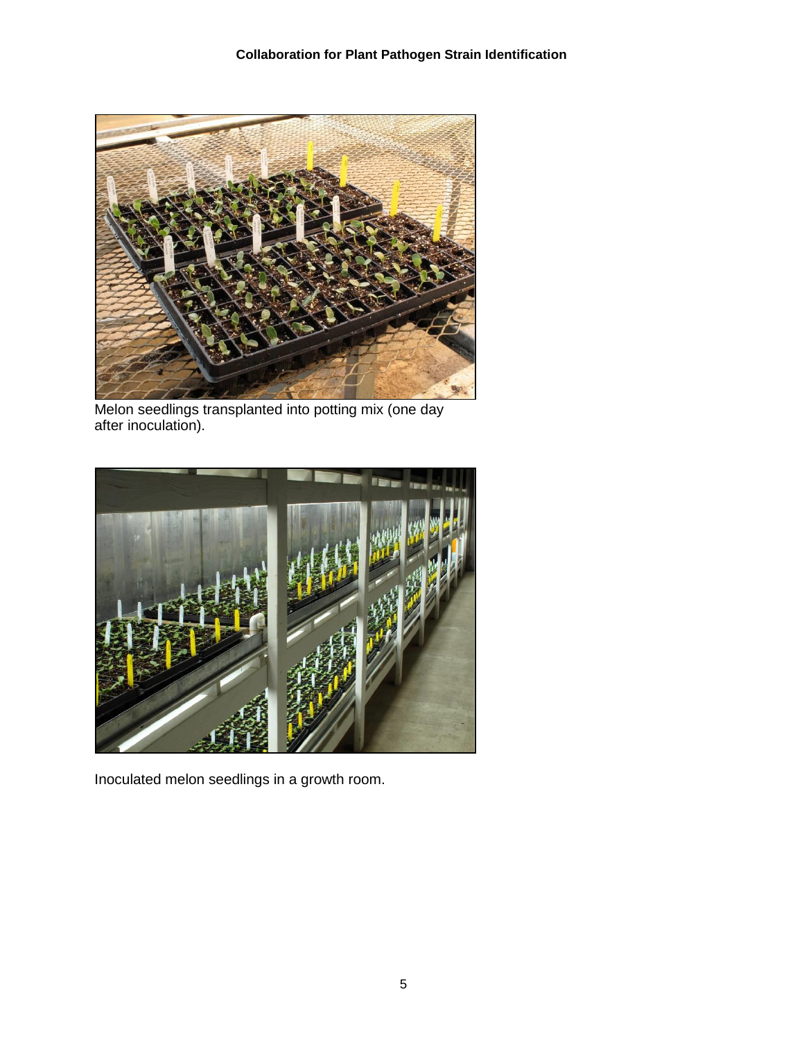Melon seedlings transplanted into potting mix (one day after inoculation).

Inoculated melon seedlings in a growth room.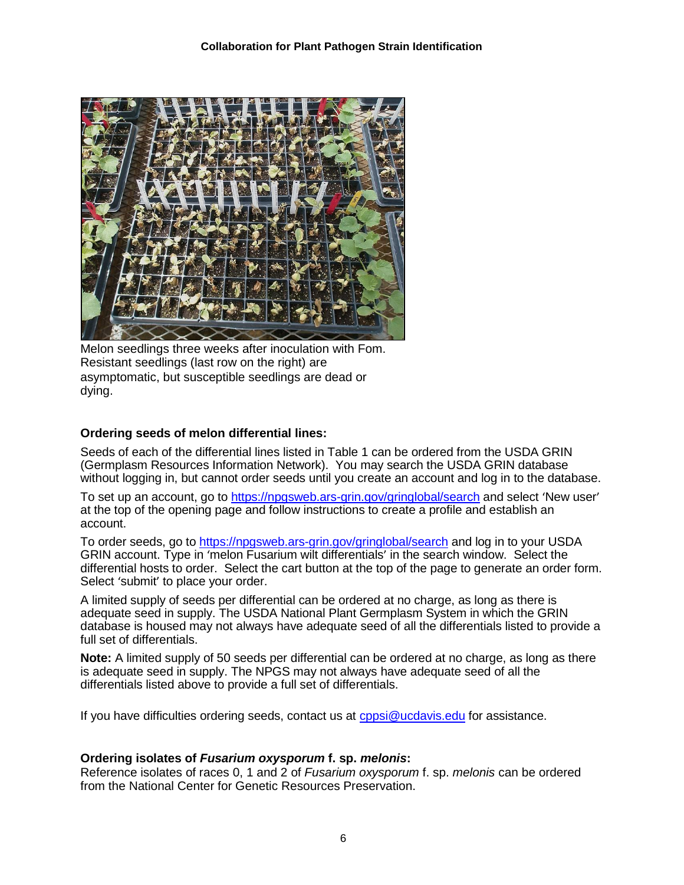Melon seedlings three weeks after inoculation with Fom. Resistant seedlings (last row on the right) are asymptomatic, but susceptible seedlings are dead or dying.

### Ordering seeds of melon differential lines:

Seeds of each of the differential lines listed in Table 1 can be ordered from the USDA GRIN (Germplasm Resources Information Network). You may search the USDA GRIN database without logging in, but cannot order seeds until you create an account and log in to the database.

To set up an account, go to https://npgsweb.ars-grin.gov/gringlobal/search and select 'New user' at the top of the opening page and follow instructions to create a profile and establish an account.

To order seeds, go to https://npgsweb.ars-grin.gov/gringlobal/search and log in to your USDA GRIN account. Type in 'melon Fusarium wilt differentials' in the search window. Select the differential hosts to order. Select the cart button at the top of the page to generate an order form. Select 'submit' to place your order.

A limited supply of seeds per differential can be ordered at no charge, as long as there is adequate seed in supply. The USDA National Plant Germplasm System in which the GRIN database is housed may not always have adequate seed of all the differentials listed to provide a full set of differentials.

**Note:** A limited supply of 50 seeds per differential can be ordered at no charge, as long as there is adequate seed in supply. The NPGS may not always have adequate seed of all the differentials listed above to provide a full set of differentials.

If you have difficulties ordering seeds, contact us at cppsi@ucdavis.edu for assistance.

### Ordering isolates of *Fusarium oxysporum* f. sp. *melonis*:

Reference isolates of races 0, 1 and 2 of *Fusarium oxysporum* f. sp. *melonis* can be ordered from the National Center for Genetic Resources Preservation.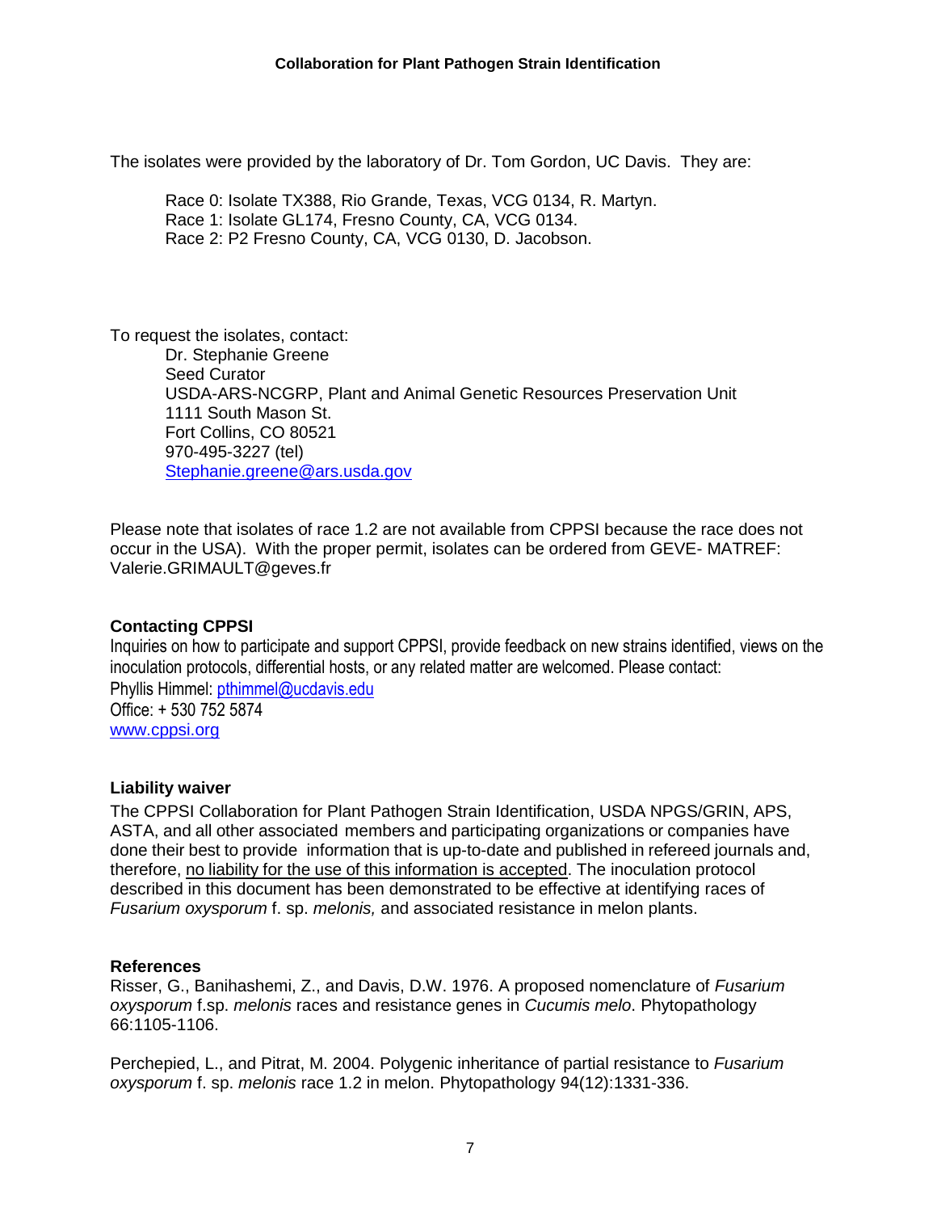The isolates were provided by the laboratory of Dr. Tom Gordon, UC Davis. They are:

Race 0: Isolate TX388, Rio Grande, Texas, VCG 0134, R. Martyn.
Race 1: Isolate GL174, Fresno County, CA, VCG 0134.
Race 2: P2 Fresno County, CA, VCG 0130, D. Jacobson.

To request the isolates, contact:
Dr. Stephanie Greene
Seed Curator
USDA-ARS-NCGRP, Plant and Animal Genetic Resources Preservation Unit
1111 South Mason St.
Fort Collins, CO 80521
970-495-3227 (tel)
Stephanie.greene@ars.usda.gov

Please note that isolates of race 1.2 are not available from CPPSI because the race does not occur in the USA). With the proper permit, isolates can be ordered from GEVE- MATREF: Valerie.GRIMAULT@geves.fr

**Contacting CPPSI**

Inquiries on how to participate and support CPPSI, provide feedback on new strains identified, views on the inoculation protocols, differential hosts, or any related matter are welcomed. Please contact:
Phyllis Himmel: pthimmel@ucdavis.edu
Office: + 530 752 5874
www.cppsi.org

**Liability waiver**

The CPPSI Collaboration for Plant Pathogen Strain Identification, USDA NPGS/GRIN, APS, ASTA, and all other associated members and participating organizations or companies have done their best to provide information that is up-to-date and published in refereed journals and, therefore, no liability for the use of this information is accepted. The inoculation protocol described in this document has been demonstrated to be effective at identifying races of *Fusarium oxysporum* f. sp. *melonis,* and associated resistance in melon plants.

**References**

Risser, G., Banihashemi, Z., and Davis, D.W. 1976. A proposed nomenclature of *Fusarium oxysporum* f.sp. *melonis* races and resistance genes in *Cucumis melo*. Phytopathology 66:1105-1106.

Perchepied, L., and Pitrat, M. 2004. Polygenic inheritance of partial resistance to *Fusarium oxysporum* f. sp. *melonis* race 1.2 in melon. Phytopathology 94(12):1331-336.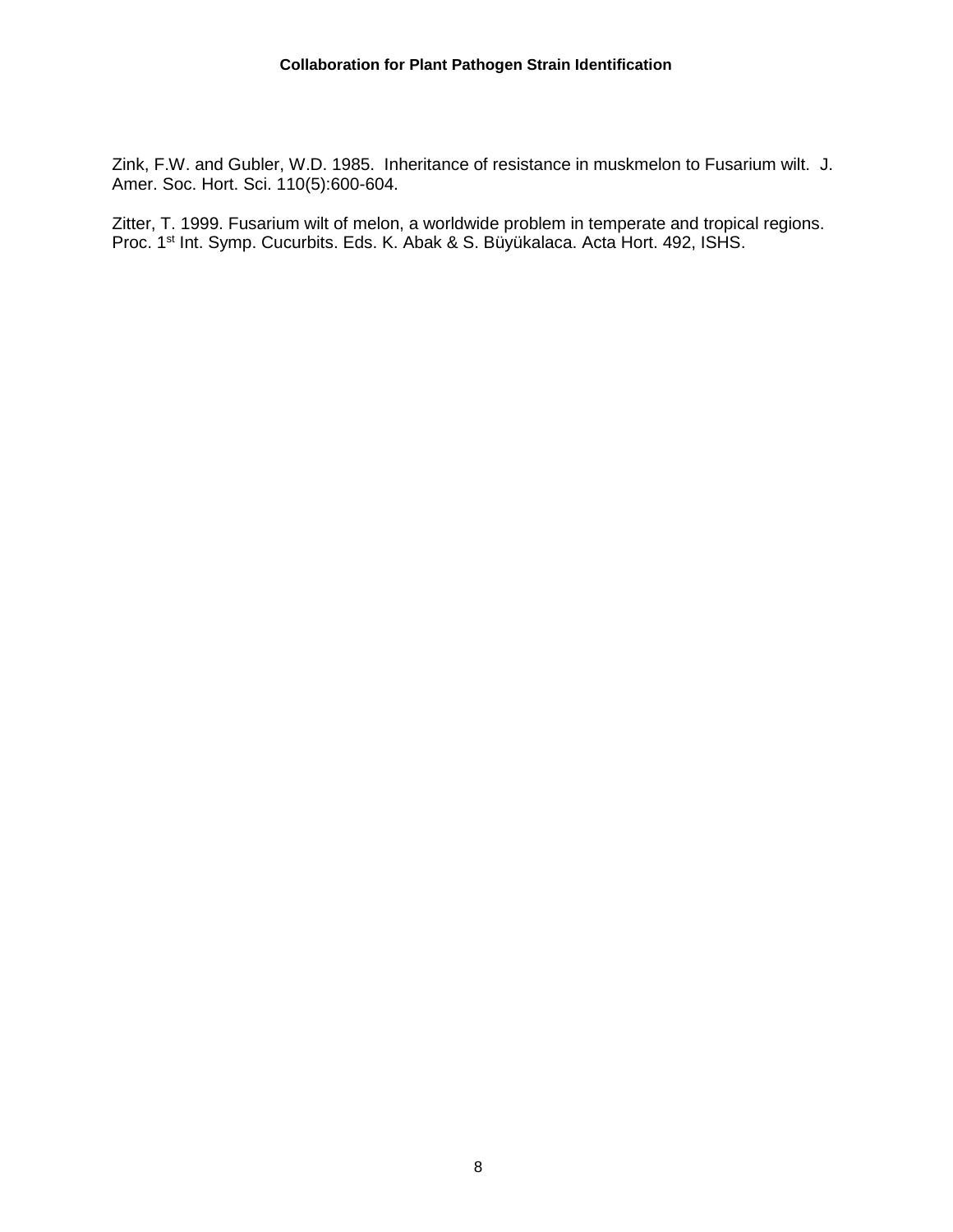Zink, F.W. and Gubler, W.D. 1985. Inheritance of resistance in muskmelon to Fusarium wilt. J. Amer. Soc. Hort. Sci. 110(5):600-604.

Zitter, T. 1999. Fusarium wilt of melon, a worldwide problem in temperate and tropical regions. Proc. 1st Int. Symp. Cucurbits. Eds. K. Abak & S. Büyükalaca. Acta Hort. 492, ISHS.